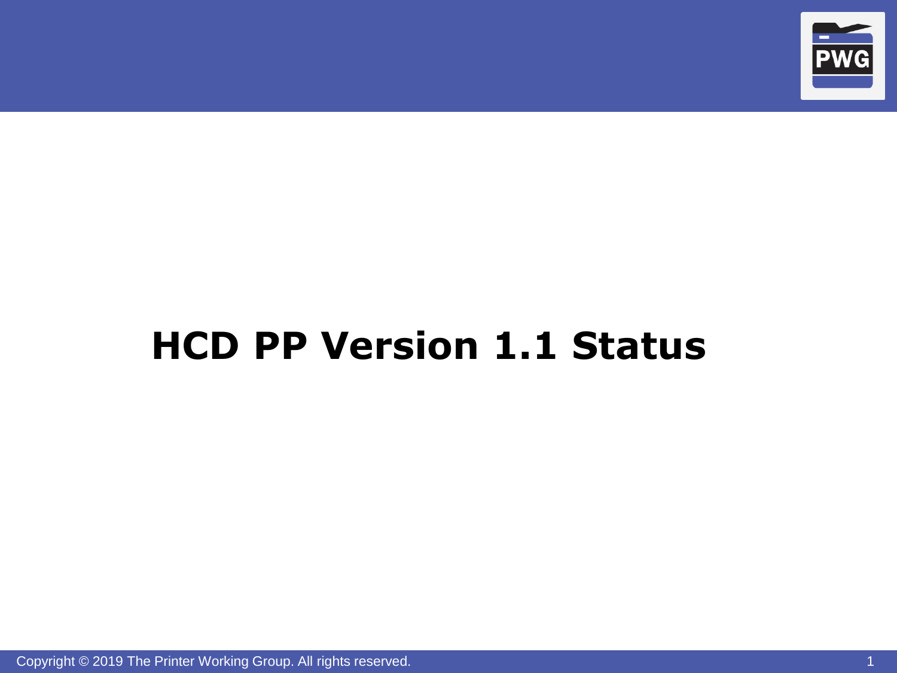# HCD PP Version 1.1 Status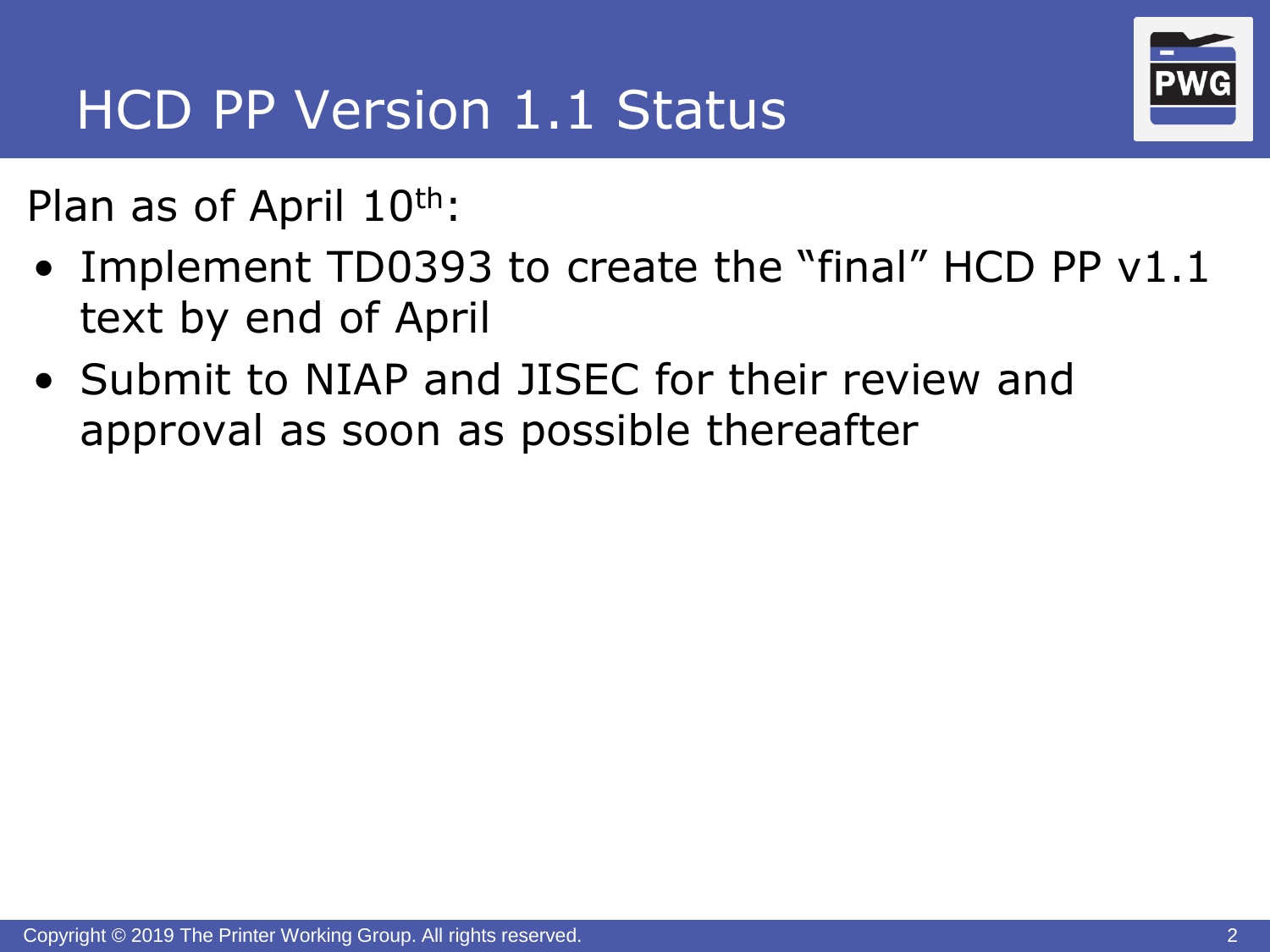# HCD PP Version 1.1 Status

Plan as of April 10th:

- Implement TD0393 to create the “final” HCD PP v1.1 text by end of April
- Submit to NIAP and JISEC for their review and approval as soon as possible thereafter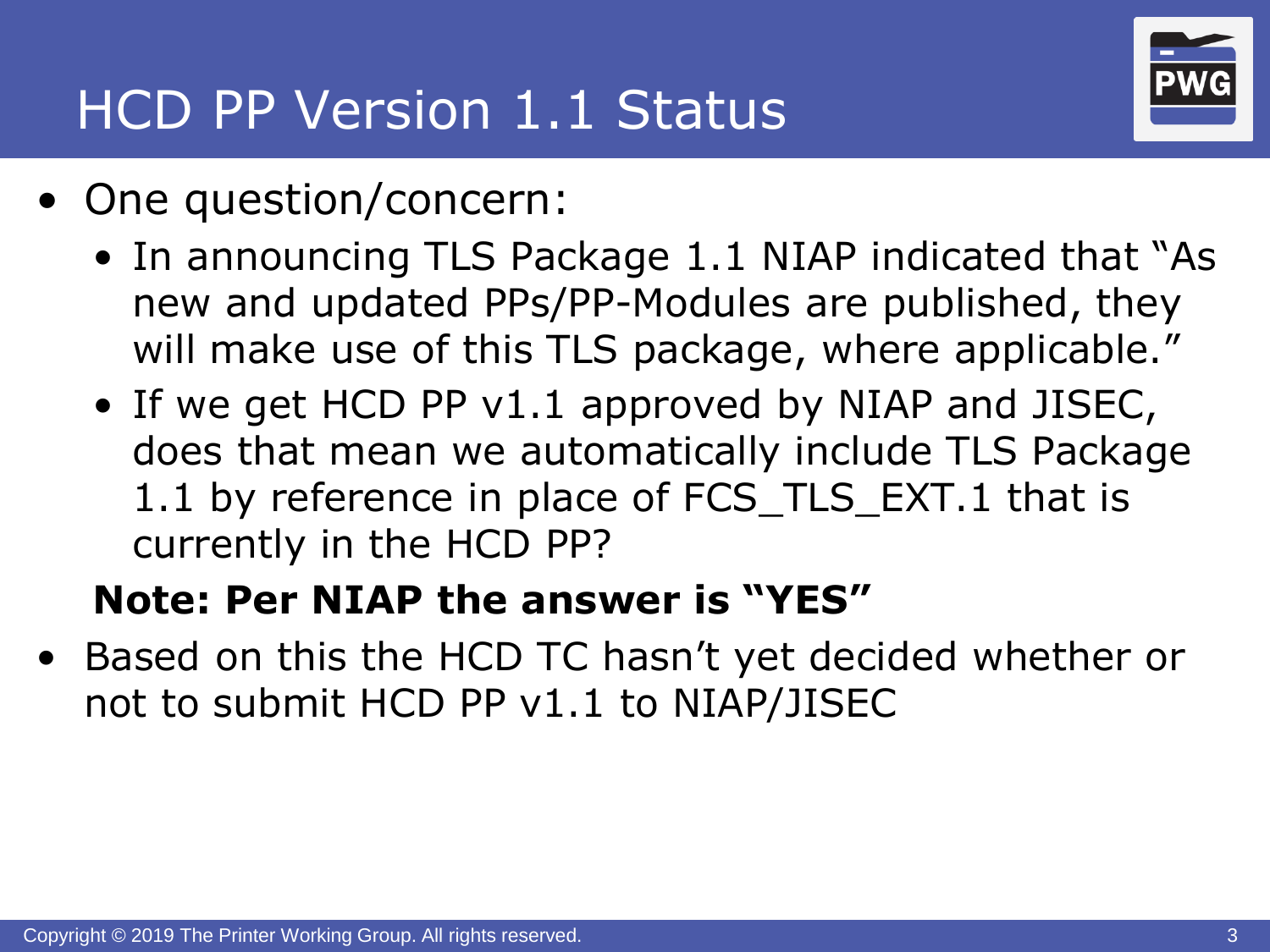# HCD PP Version 1.1 Status

- One question/concern:
  - In announcing TLS Package 1.1 NIAP indicated that "As new and updated PPs/PP-Modules are published, they will make use of this TLS package, where applicable."
  - If we get HCD PP v1.1 approved by NIAP and JISEC, does that mean we automatically include TLS Package 1.1 by reference in place of FCS_TLS_EXT.1 that is currently in the HCD PP?

  **Note: Per NIAP the answer is "YES"**

- Based on this the HCD TC hasn't yet decided whether or not to submit HCD PP v1.1 to NIAP/JISEC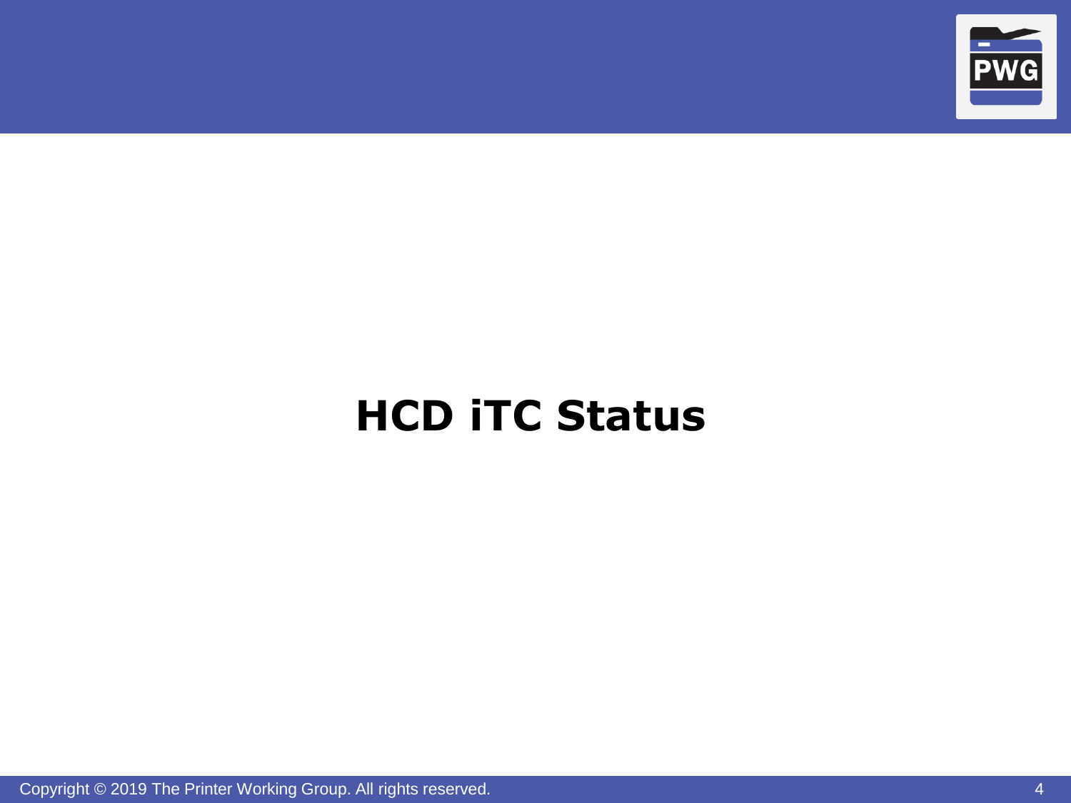# HCD iTC Status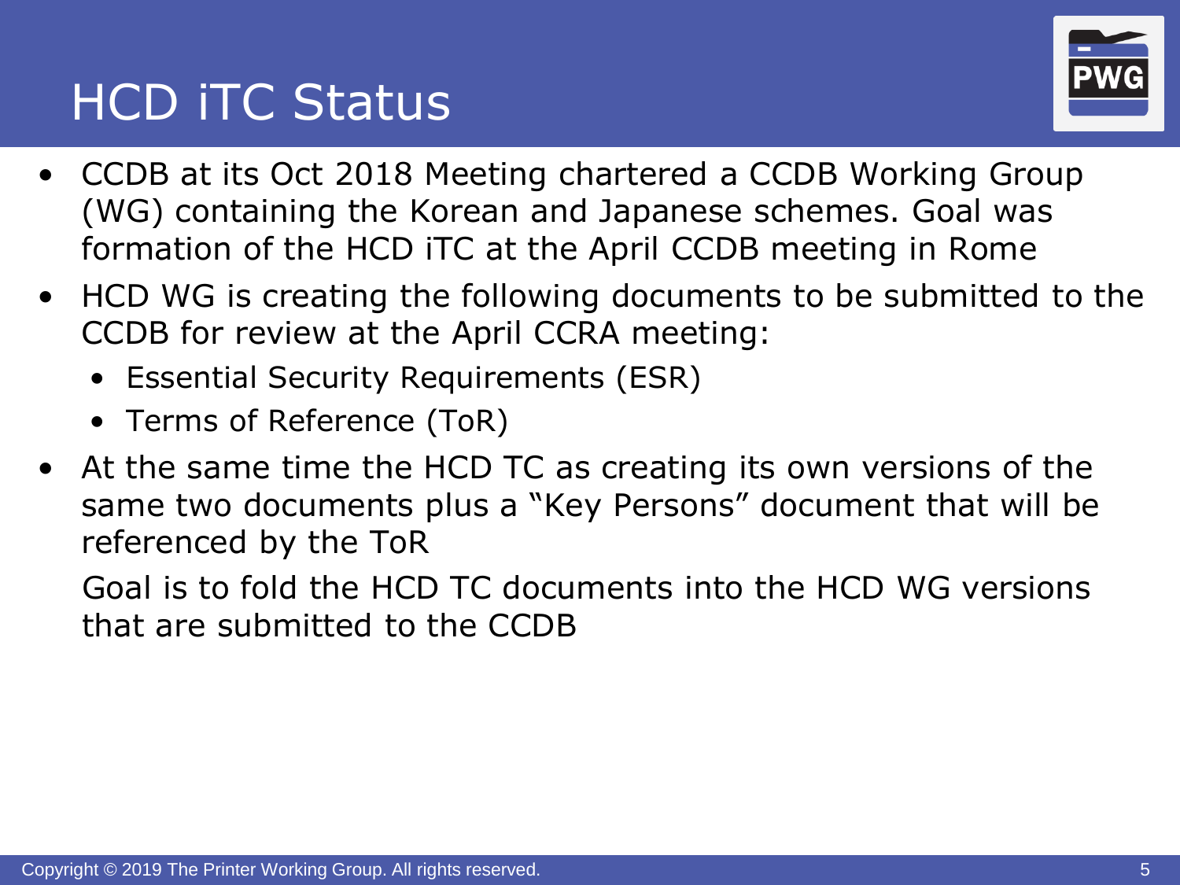# HCD iTC Status

- CCDB at its Oct 2018 Meeting chartered a CCDB Working Group (WG) containing the Korean and Japanese schemes. Goal was formation of the HCD iTC at the April CCDB meeting in Rome
- HCD WG is creating the following documents to be submitted to the CCDB for review at the April CCRA meeting:
  - Essential Security Requirements (ESR)
  - Terms of Reference (ToR)
- At the same time the HCD TC as creating its own versions of the same two documents plus a "Key Persons" document that will be referenced by the ToR

  Goal is to fold the HCD TC documents into the HCD WG versions that are submitted to the CCDB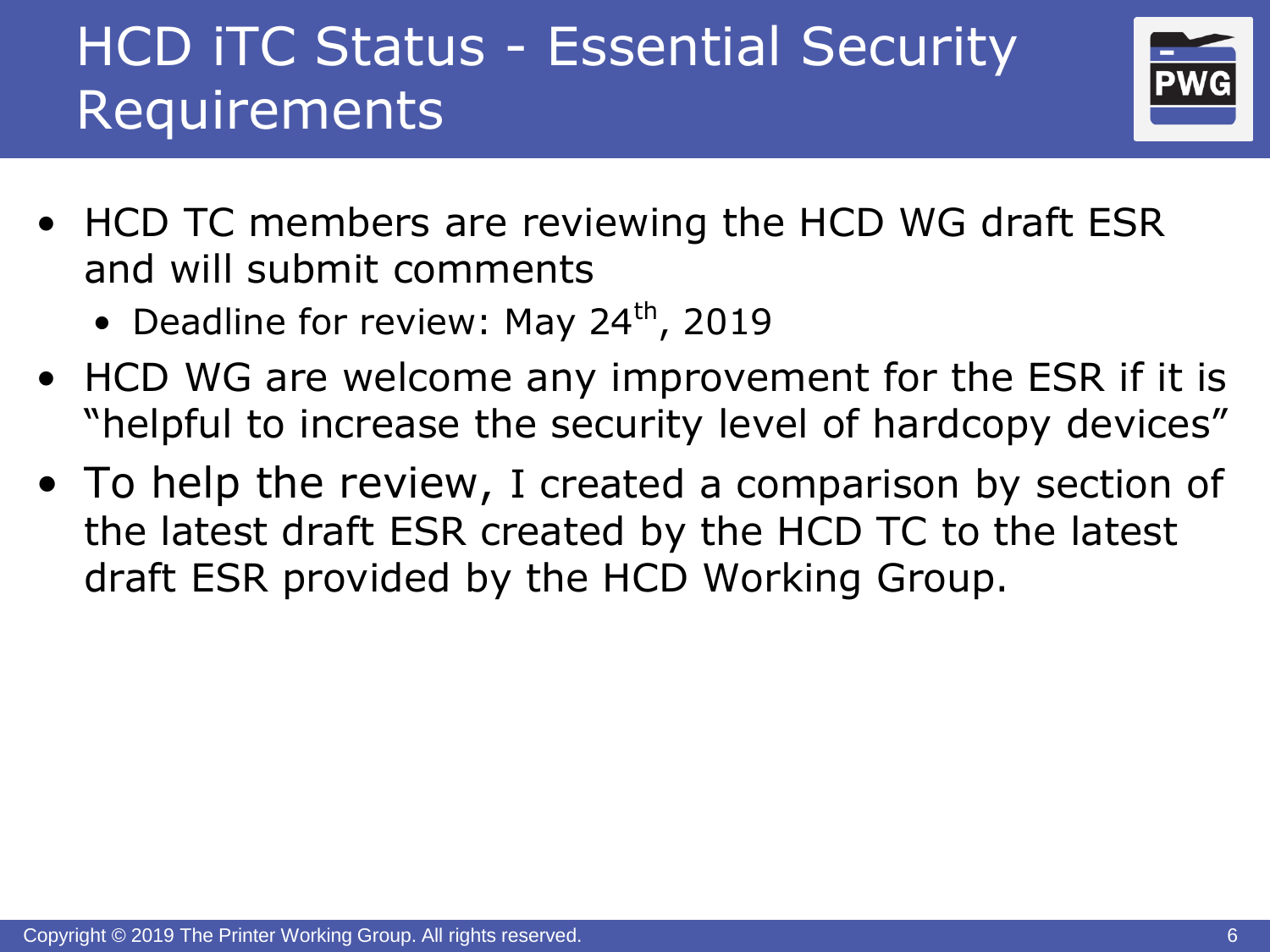# HCD iTC Status - Essential Security Requirements

- HCD TC members are reviewing the HCD WG draft ESR and will submit comments
  - Deadline for review: May 24th, 2019
- HCD WG are welcome any improvement for the ESR if it is "helpful to increase the security level of hardcopy devices"
- To help the review, I created a comparison by section of the latest draft ESR created by the HCD TC to the latest draft ESR provided by the HCD Working Group.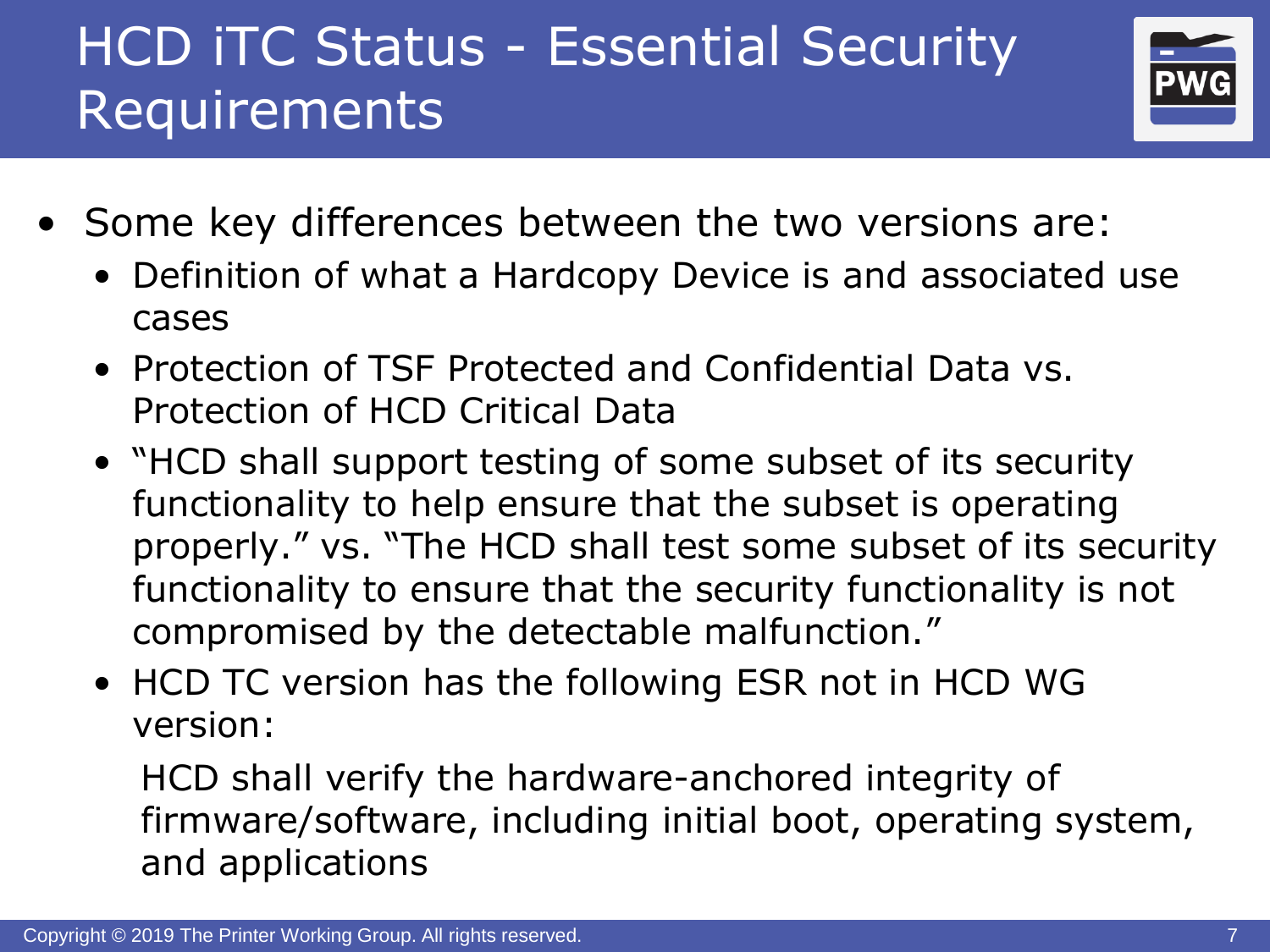# HCD iTC Status - Essential Security Requirements

- Some key differences between the two versions are:
  - Definition of what a Hardcopy Device is and associated use cases
  - Protection of TSF Protected and Confidential Data vs. Protection of HCD Critical Data
  - "HCD shall support testing of some subset of its security functionality to help ensure that the subset is operating properly." vs. "The HCD shall test some subset of its security functionality to ensure that the security functionality is not compromised by the detectable malfunction."
  - HCD TC version has the following ESR not in HCD WG version:

    HCD shall verify the hardware-anchored integrity of firmware/software, including initial boot, operating system, and applications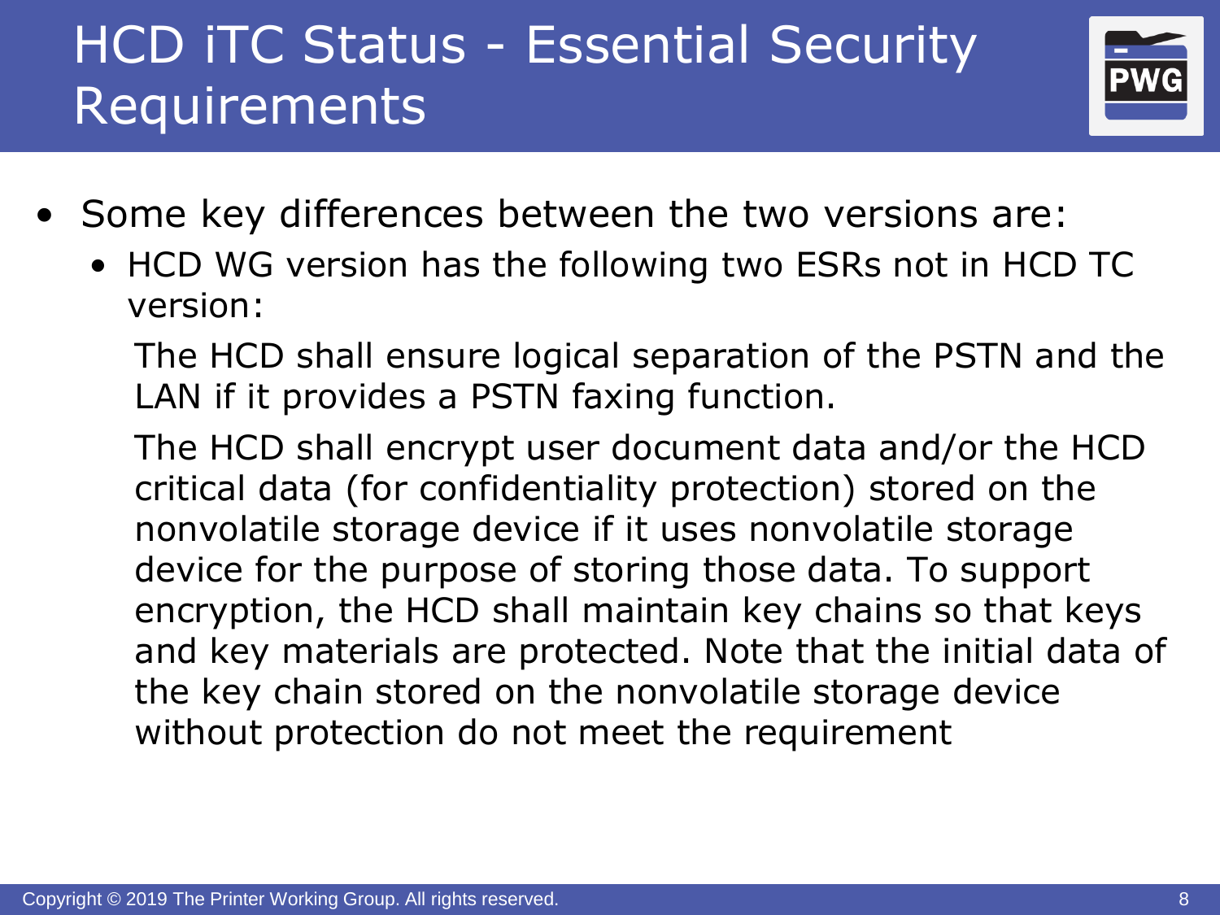# HCD iTC Status - Essential Security Requirements

- Some key differences between the two versions are:
  - HCD WG version has the following two ESRs not in HCD TC version:

    The HCD shall ensure logical separation of the PSTN and the LAN if it provides a PSTN faxing function.

    The HCD shall encrypt user document data and/or the HCD critical data (for confidentiality protection) stored on the nonvolatile storage device if it uses nonvolatile storage device for the purpose of storing those data. To support encryption, the HCD shall maintain key chains so that keys and key materials are protected. Note that the initial data of the key chain stored on the nonvolatile storage device without protection do not meet the requirement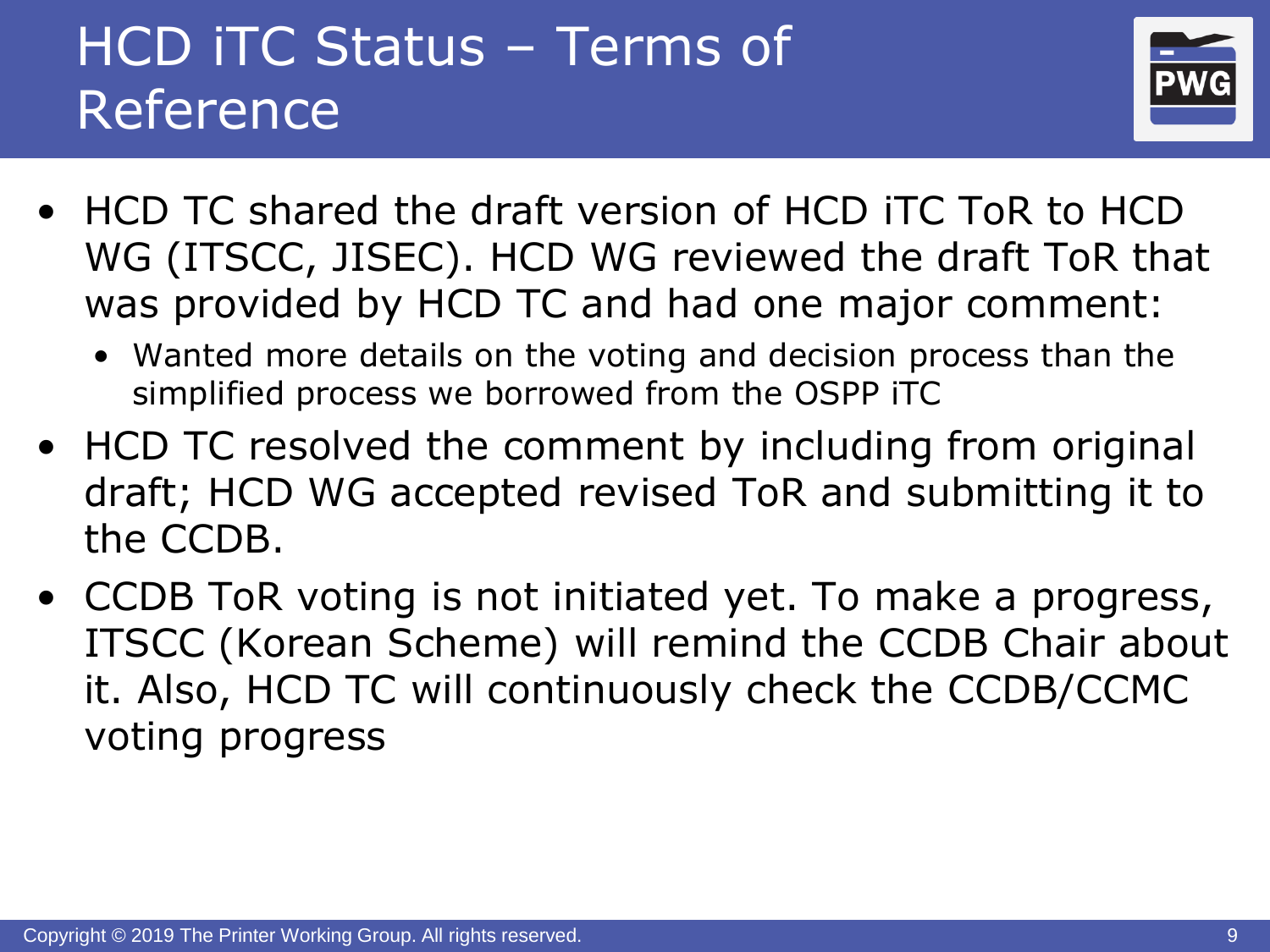# HCD iTC Status – Terms of Reference

- HCD TC shared the draft version of HCD iTC ToR to HCD WG (ITSCC, JISEC). HCD WG reviewed the draft ToR that was provided by HCD TC and had one major comment:
  - Wanted more details on the voting and decision process than the simplified process we borrowed from the OSPP iTC
- HCD TC resolved the comment by including from original draft; HCD WG accepted revised ToR and submitting it to the CCDB.
- CCDB ToR voting is not initiated yet. To make a progress, ITSCC (Korean Scheme) will remind the CCDB Chair about it. Also, HCD TC will continuously check the CCDB/CCMC voting progress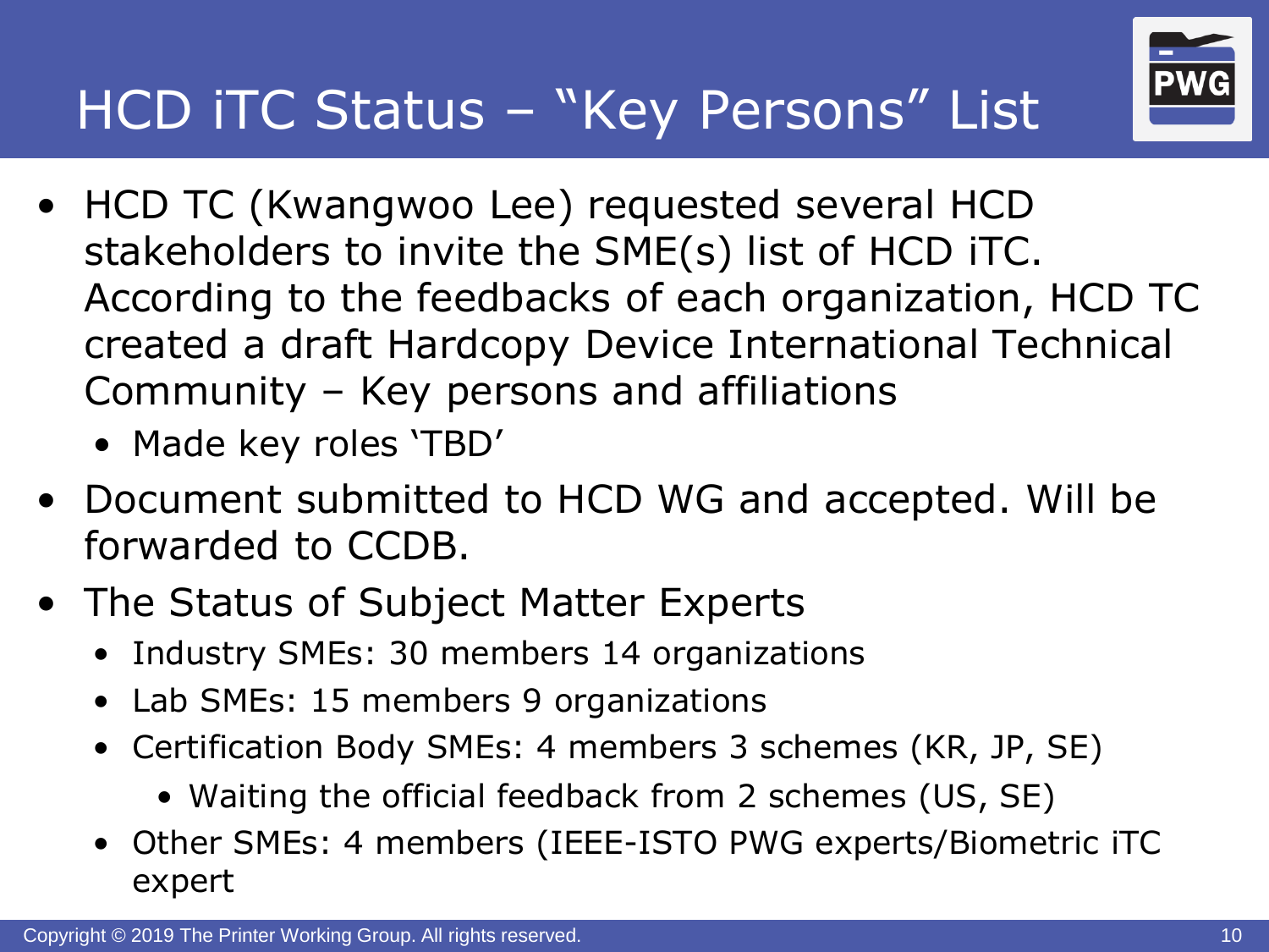# HCD iTC Status – "Key Persons" List

- HCD TC (Kwangwoo Lee) requested several HCD stakeholders to invite the SME(s) list of HCD iTC. According to the feedbacks of each organization, HCD TC created a draft Hardcopy Device International Technical Community – Key persons and affiliations
  - Made key roles 'TBD'
- Document submitted to HCD WG and accepted. Will be forwarded to CCDB.
- The Status of Subject Matter Experts
  - Industry SMEs: 30 members 14 organizations
  - Lab SMEs: 15 members 9 organizations
  - Certification Body SMEs: 4 members 3 schemes (KR, JP, SE)
    - Waiting the official feedback from 2 schemes (US, SE)
  - Other SMEs: 4 members (IEEE-ISTO PWG experts/Biometric iTC expert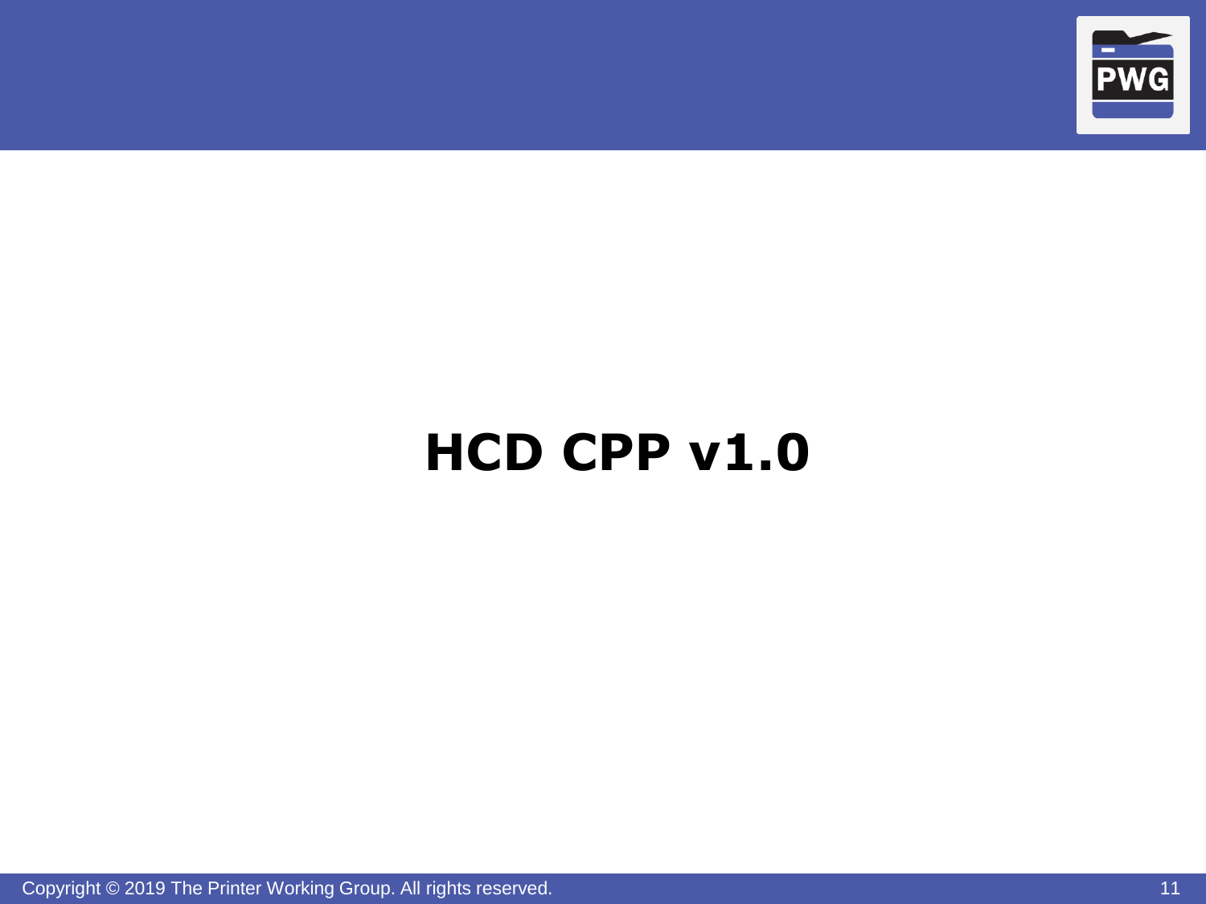# HCD CPP v1.0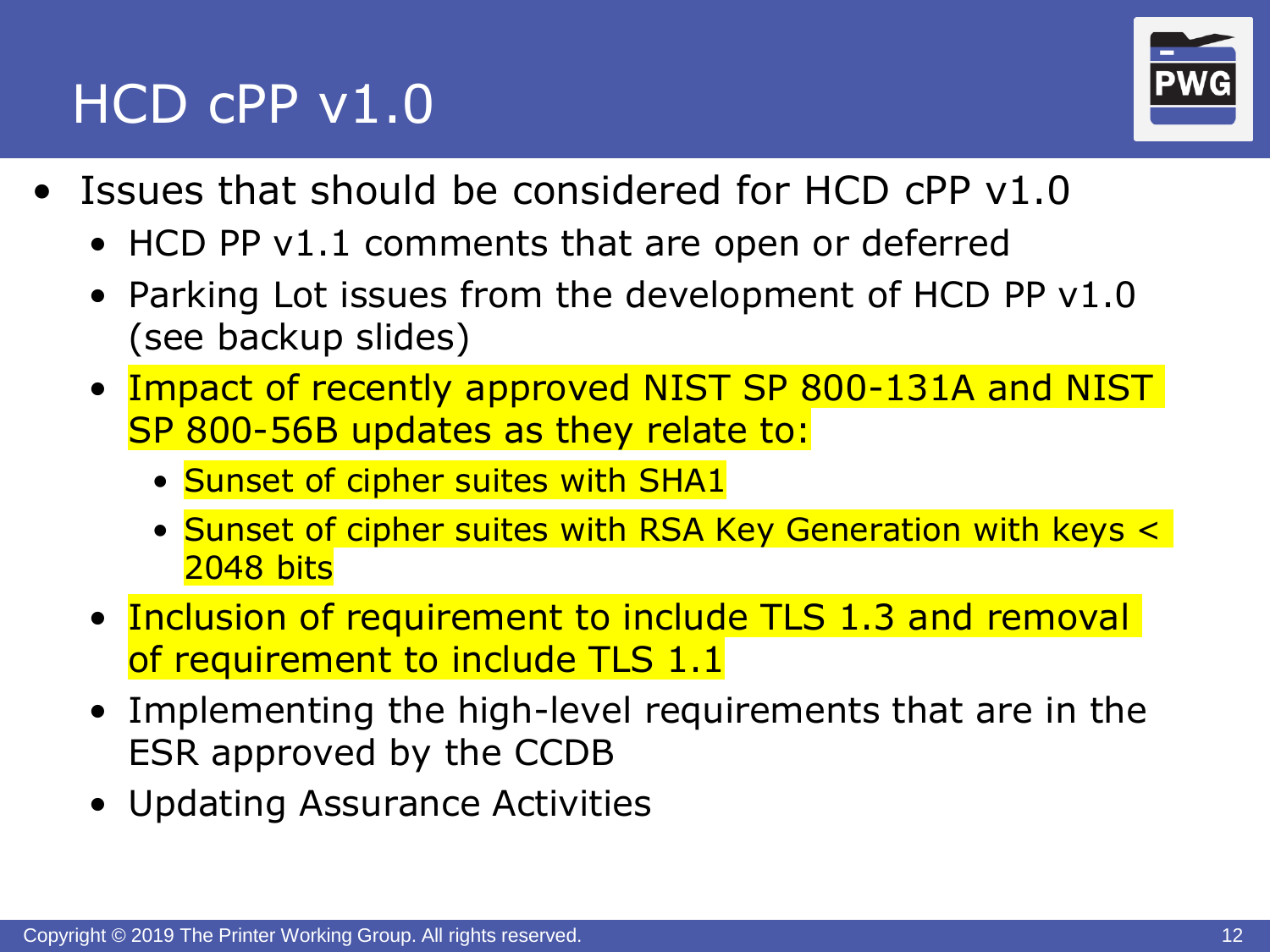# HCD cPP v1.0

- Issues that should be considered for HCD cPP v1.0
  - HCD PP v1.1 comments that are open or deferred
  - Parking Lot issues from the development of HCD PP v1.0 (see backup slides)
  - Impact of recently approved NIST SP 800-131A and NIST SP 800-56B updates as they relate to:
    - Sunset of cipher suites with SHA1
    - Sunset of cipher suites with RSA Key Generation with keys < 2048 bits
  - Inclusion of requirement to include TLS 1.3 and removal of requirement to include TLS 1.1
  - Implementing the high-level requirements that are in the ESR approved by the CCDB
  - Updating Assurance Activities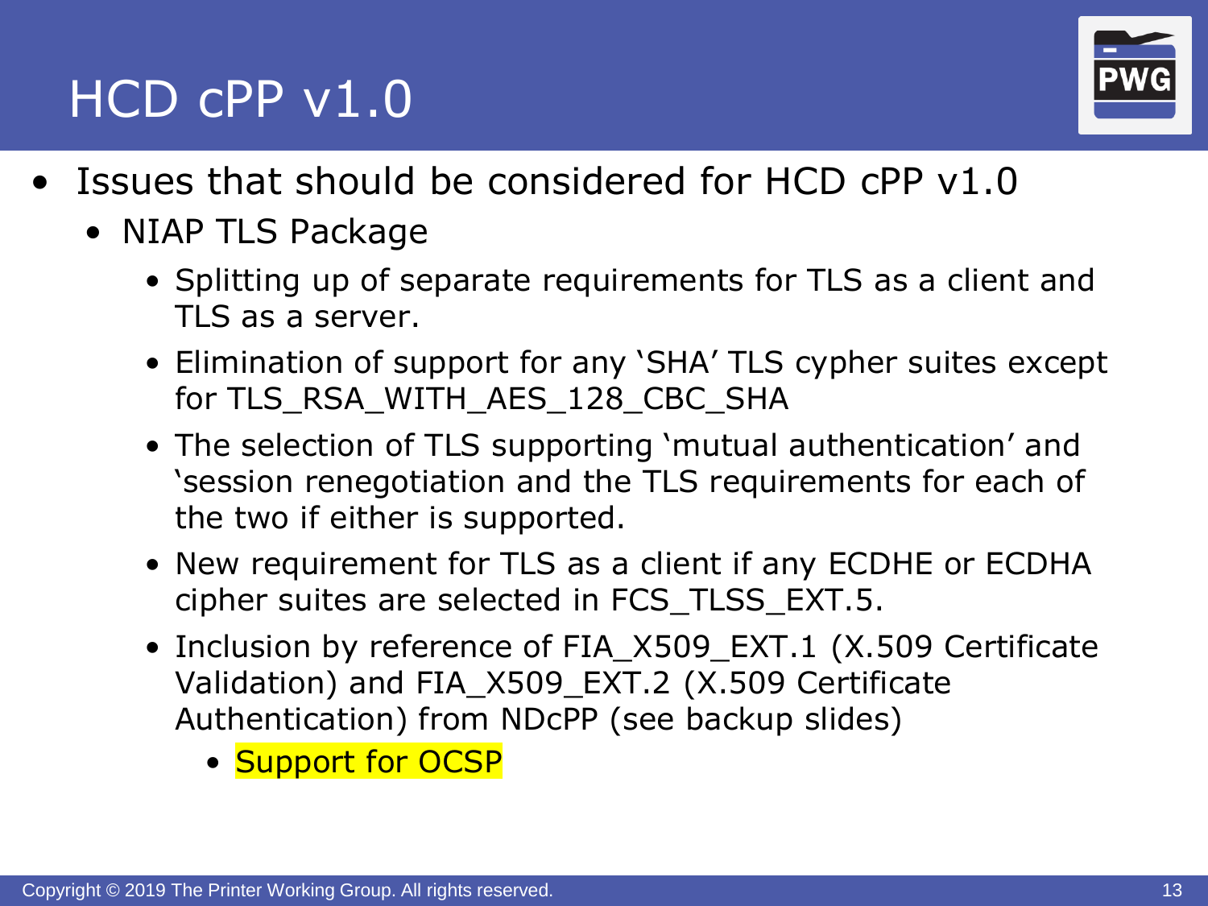# HCD cPP v1.0

- Issues that should be considered for HCD cPP v1.0
  - NIAP TLS Package
    - Splitting up of separate requirements for TLS as a client and TLS as a server.
    - Elimination of support for any 'SHA' TLS cypher suites except for TLS_RSA_WITH_AES_128_CBC_SHA
    - The selection of TLS supporting 'mutual authentication' and 'session renegotiation and the TLS requirements for each of the two if either is supported.
    - New requirement for TLS as a client if any ECDHE or ECDHA cipher suites are selected in FCS_TLSS_EXT.5.
    - Inclusion by reference of FIA_X509_EXT.1 (X.509 Certificate Validation) and FIA_X509_EXT.2 (X.509 Certificate Authentication) from NDcPP (see backup slides)
      - Support for OCSP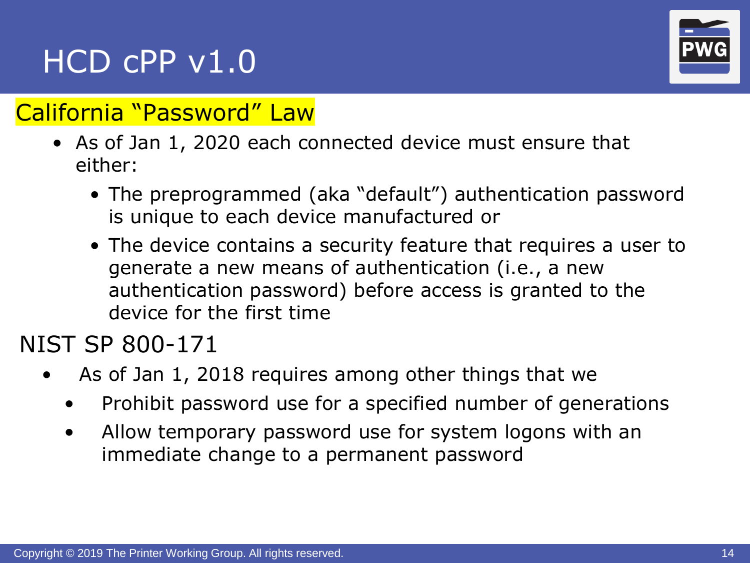# HCD cPP v1.0

## California "Password" Law

- As of Jan 1, 2020 each connected device must ensure that either:
  - The preprogrammed (aka "default") authentication password is unique to each device manufactured or
  - The device contains a security feature that requires a user to generate a new means of authentication (i.e., a new authentication password) before access is granted to the device for the first time

## NIST SP 800-171

- As of Jan 1, 2018 requires among other things that we
  - Prohibit password use for a specified number of generations
  - Allow temporary password use for system logons with an immediate change to a permanent password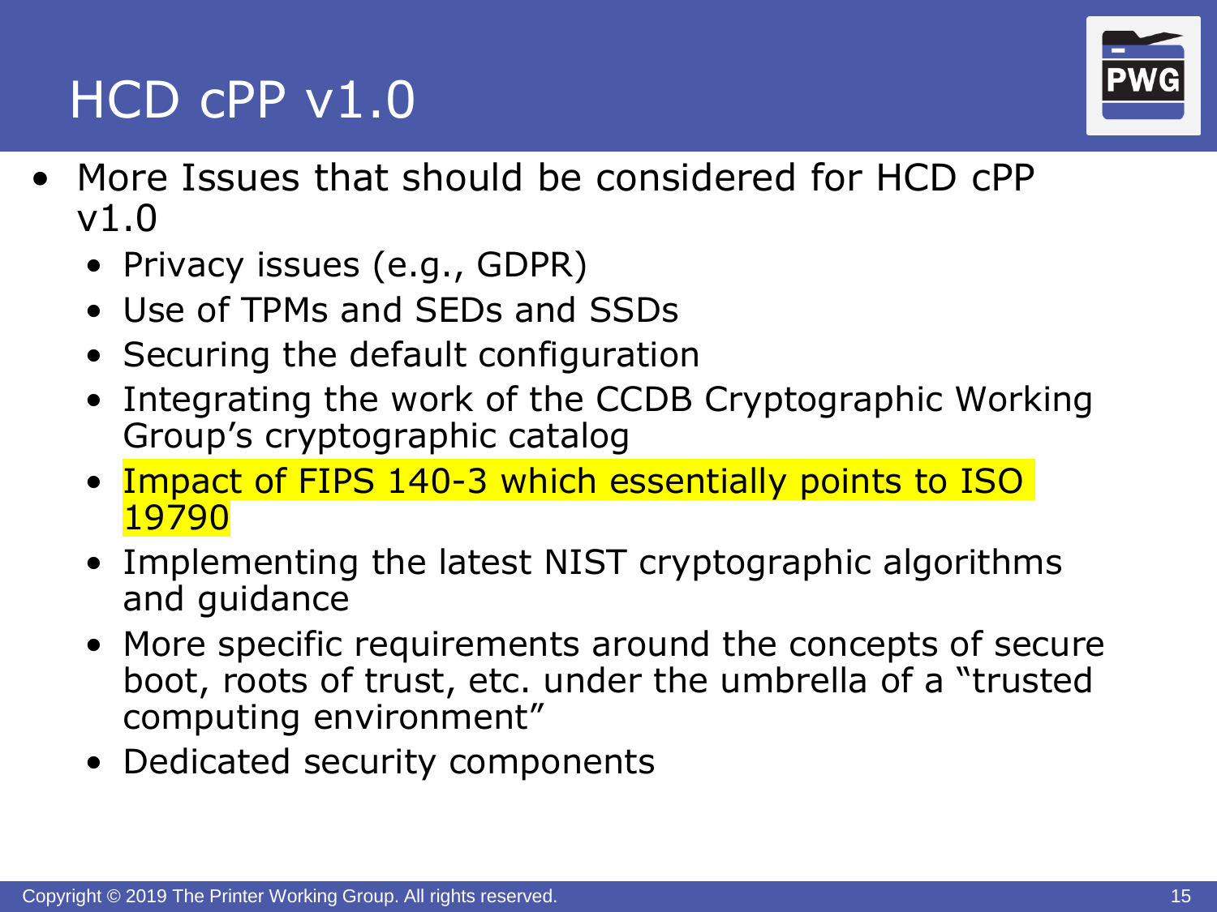# HCD cPP v1.0

- More Issues that should be considered for HCD cPP v1.0
  - Privacy issues (e.g., GDPR)
  - Use of TPMs and SEDs and SSDs
  - Securing the default configuration
  - Integrating the work of the CCDB Cryptographic Working Group's cryptographic catalog
  - Impact of FIPS 140-3 which essentially points to ISO 19790
  - Implementing the latest NIST cryptographic algorithms and guidance
  - More specific requirements around the concepts of secure boot, roots of trust, etc. under the umbrella of a "trusted computing environment"
  - Dedicated security components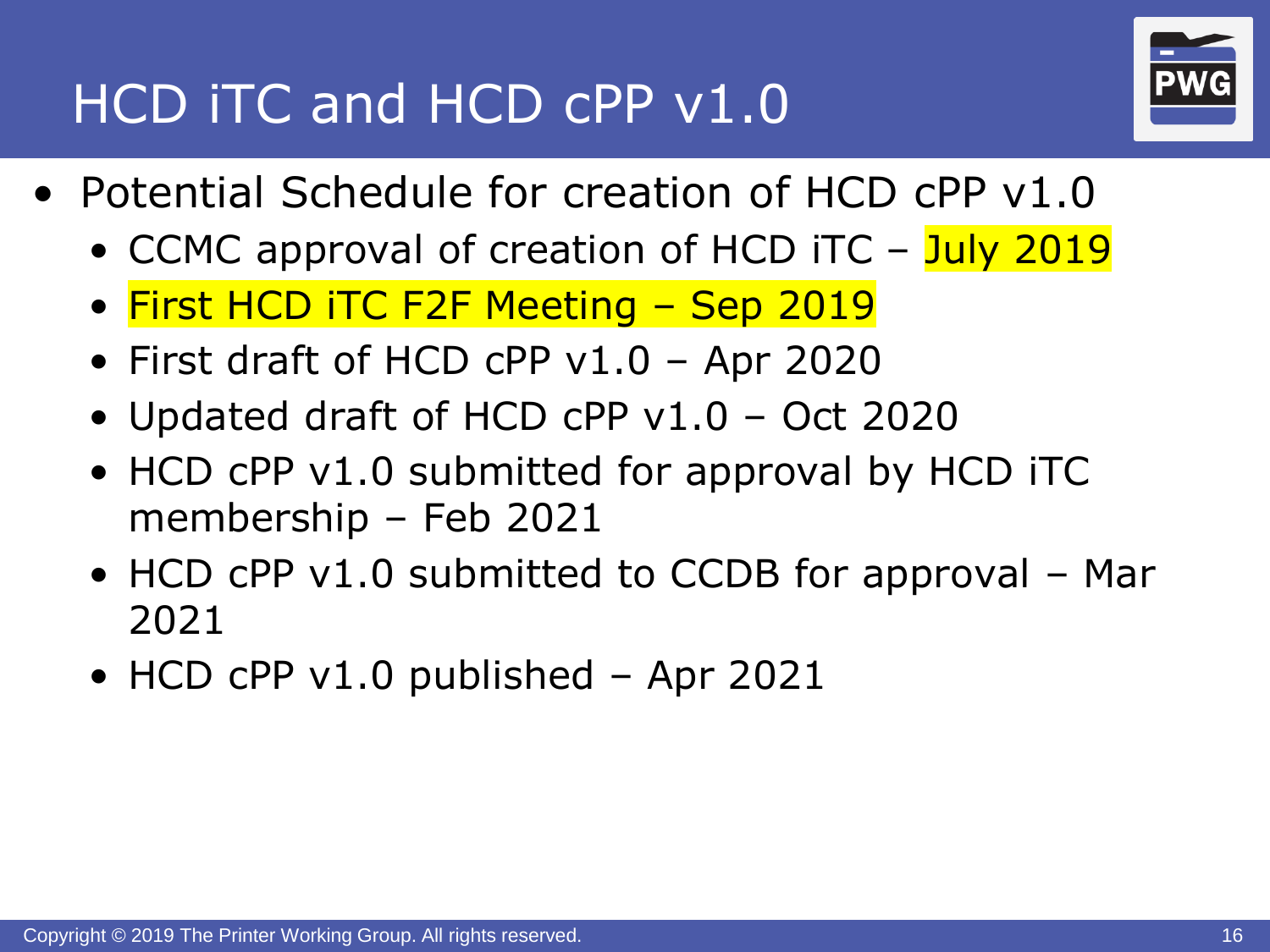# HCD iTC and HCD cPP v1.0

- Potential Schedule for creation of HCD cPP v1.0
  - CCMC approval of creation of HCD iTC – July 2019
  - First HCD iTC F2F Meeting – Sep 2019
  - First draft of HCD cPP v1.0 – Apr 2020
  - Updated draft of HCD cPP v1.0 – Oct 2020
  - HCD cPP v1.0 submitted for approval by HCD iTC membership – Feb 2021
  - HCD cPP v1.0 submitted to CCDB for approval – Mar 2021
  - HCD cPP v1.0 published – Apr 2021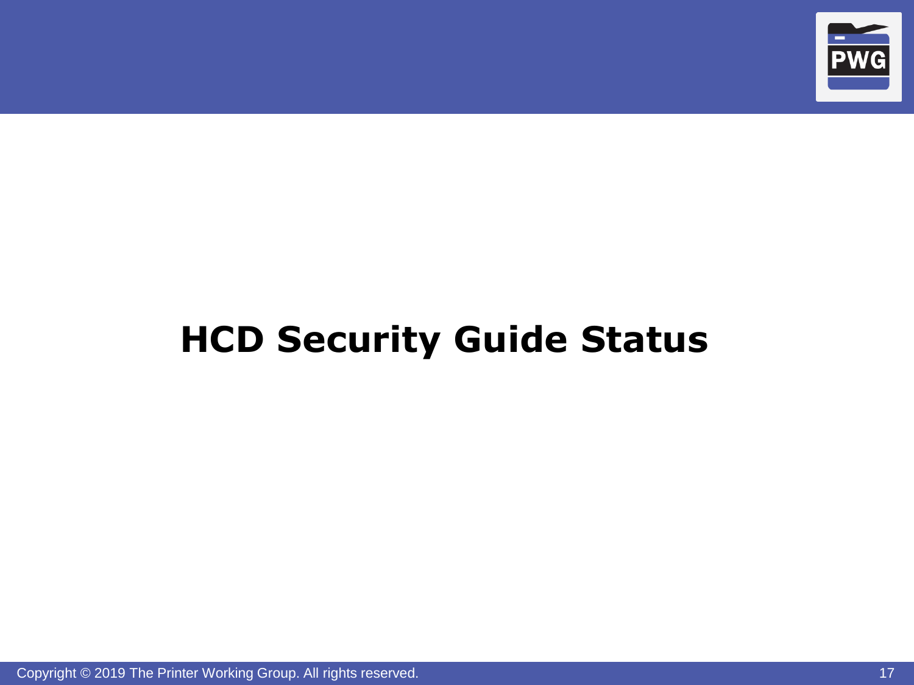# HCD Security Guide Status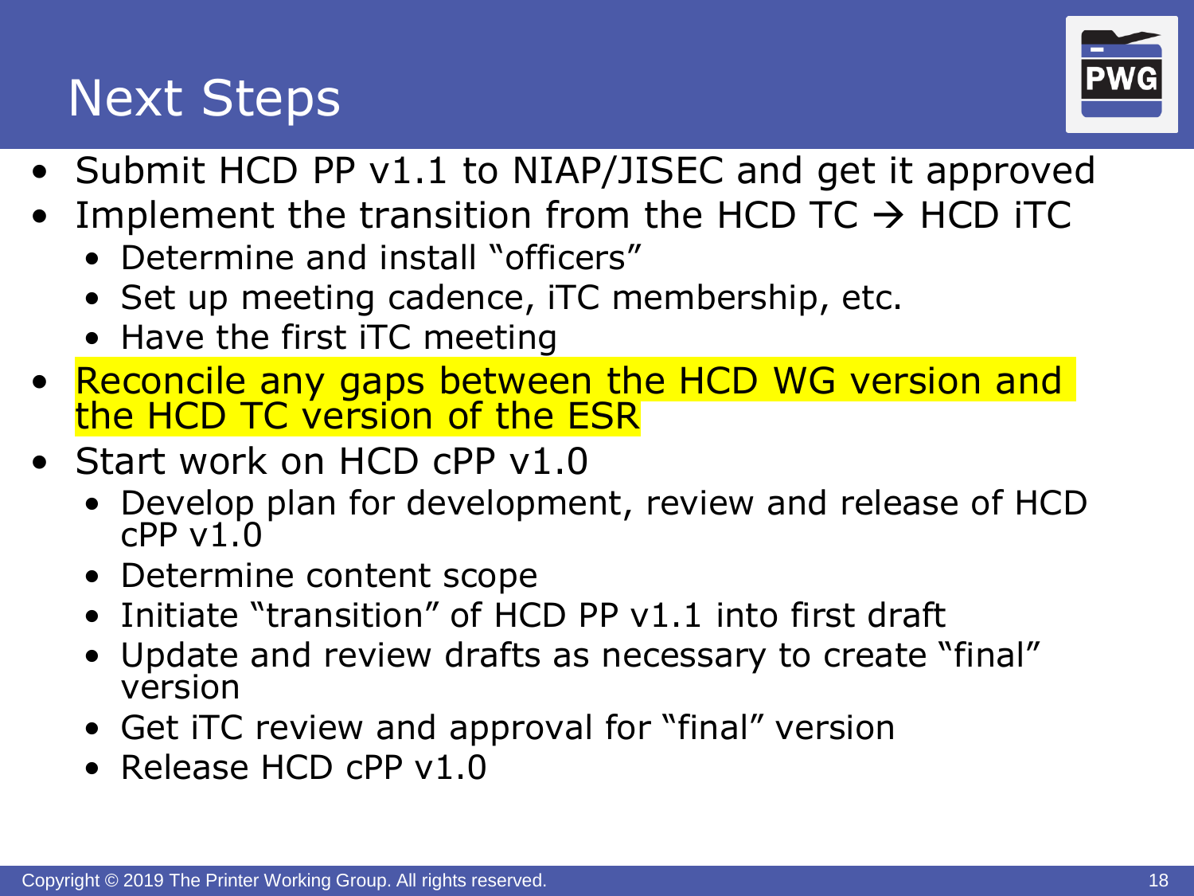# Next Steps

- Submit HCD PP v1.1 to NIAP/JISEC and get it approved
- Implement the transition from the HCD TC → HCD iTC
  - Determine and install "officers"
  - Set up meeting cadence, iTC membership, etc.
  - Have the first iTC meeting
- Reconcile any gaps between the HCD WG version and the HCD TC version of the ESR
- Start work on HCD cPP v1.0
  - Develop plan for development, review and release of HCD cPP v1.0
  - Determine content scope
  - Initiate "transition" of HCD PP v1.1 into first draft
  - Update and review drafts as necessary to create "final" version
  - Get iTC review and approval for "final" version
  - Release HCD cPP v1.0

Copyright © 2019 The Printer Working Group. All rights reserved.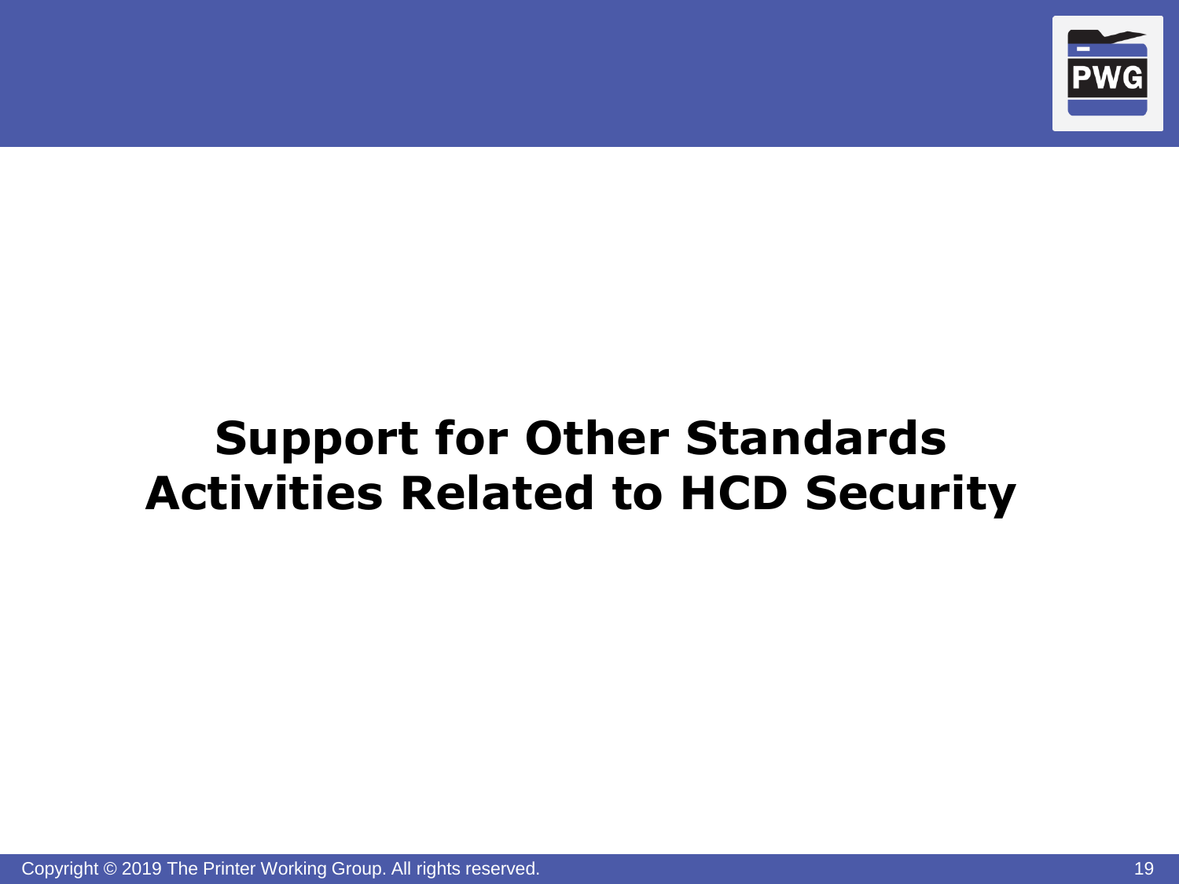# Support for Other Standards Activities Related to HCD Security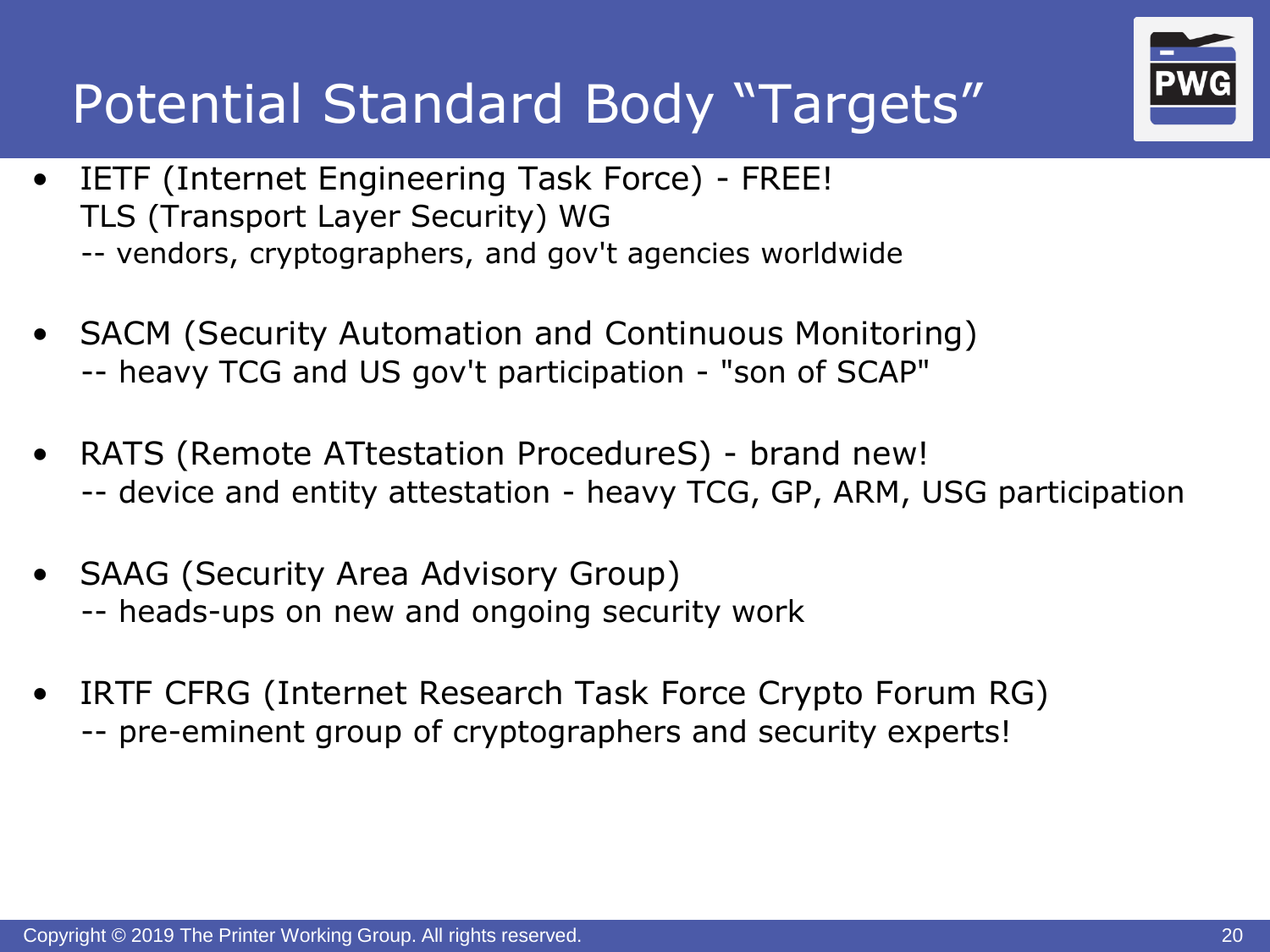# Potential Standard Body "Targets"

- IETF (Internet Engineering Task Force) - FREE!
  TLS (Transport Layer Security) WG
  -- vendors, cryptographers, and gov't agencies worldwide

- SACM (Security Automation and Continuous Monitoring)
  -- heavy TCG and US gov't participation - "son of SCAP"

- RATS (Remote ATtestation ProcedureS) - brand new!
  -- device and entity attestation - heavy TCG, GP, ARM, USG participation

- SAAG (Security Area Advisory Group)
  -- heads-ups on new and ongoing security work

- IRTF CFRG (Internet Research Task Force Crypto Forum RG)
  -- pre-eminent group of cryptographers and security experts!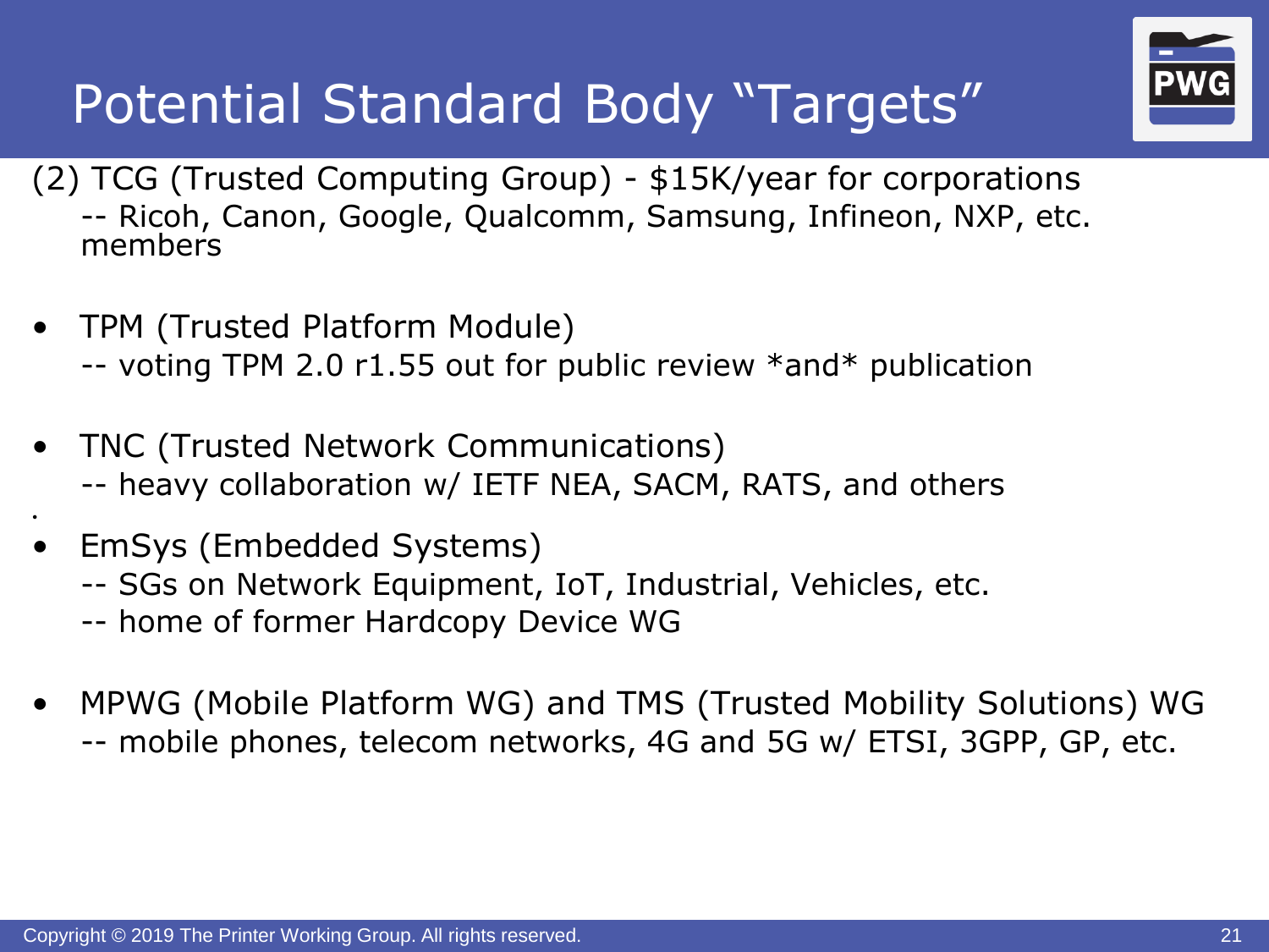# Potential Standard Body "Targets"

(2) TCG (Trusted Computing Group) - $15K/year for corporations
-- Ricoh, Canon, Google, Qualcomm, Samsung, Infineon, NXP, etc. members

- TPM (Trusted Platform Module)
  -- voting TPM 2.0 r1.55 out for public review *and* publication

- TNC (Trusted Network Communications)
  -- heavy collaboration w/ IETF NEA, SACM, RATS, and others

- EmSys (Embedded Systems)
  -- SGs on Network Equipment, IoT, Industrial, Vehicles, etc.
  -- home of former Hardcopy Device WG

- MPWG (Mobile Platform WG) and TMS (Trusted Mobility Solutions) WG
  -- mobile phones, telecom networks, 4G and 5G w/ ETSI, 3GPP, GP, etc.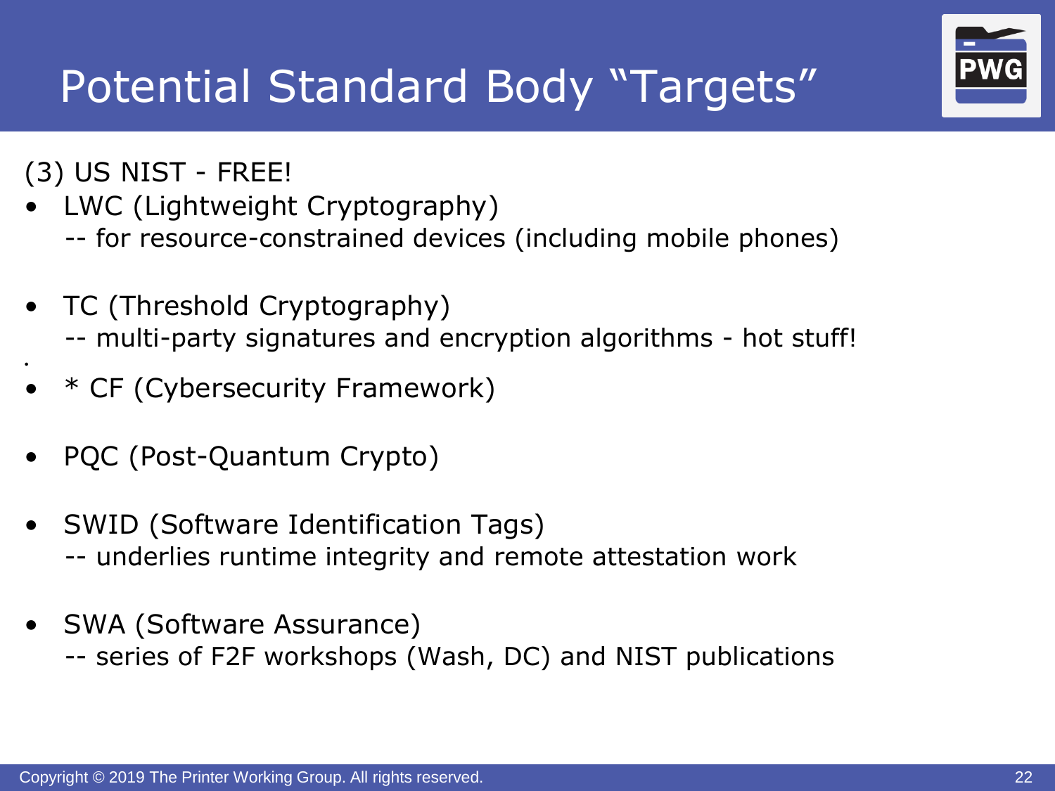# Potential Standard Body “Targets”

(3) US NIST - FREE!

- LWC (Lightweight Cryptography)
  -- for resource-constrained devices (including mobile phones)

- TC (Threshold Cryptography)
  -- multi-party signatures and encryption algorithms - hot stuff!

- * CF (Cybersecurity Framework)

- PQC (Post-Quantum Crypto)

- SWID (Software Identification Tags)
  -- underlies runtime integrity and remote attestation work

- SWA (Software Assurance)
  -- series of F2F workshops (Wash, DC) and NIST publications

Copyright © 2019 The Printer Working Group. All rights reserved.